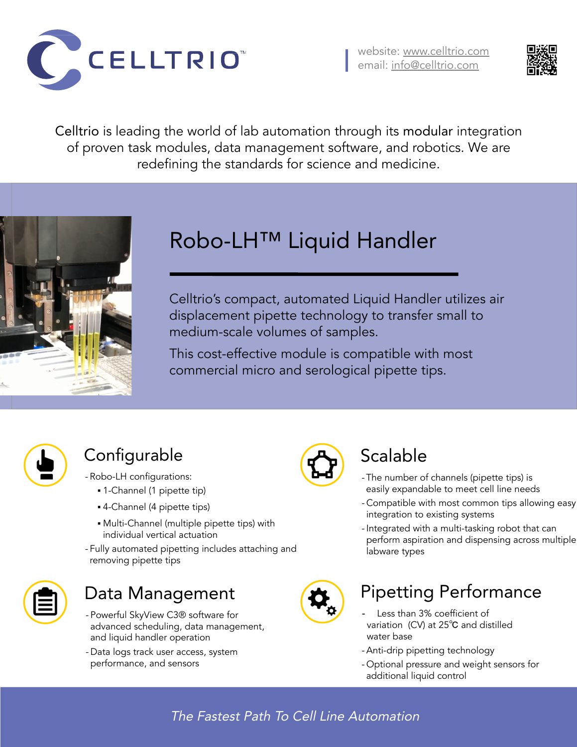CELLTRIO™

website: www.celltrio.com
email: info@celltrio.com

Celltrio is leading the world of lab automation through its modular integration of proven task modules, data management software, and robotics. We are redefining the standards for science and medicine.

# Robo-LH™ Liquid Handler

Celltrio's compact, automated Liquid Handler utilizes air displacement pipette technology to transfer small to medium-scale volumes of samples.

This cost-effective module is compatible with most commercial micro and serological pipette tips.

## Configurable

- Robo-LH configurations:
  - 1-Channel (1 pipette tip)
  - 4-Channel (4 pipette tips)
  - Multi-Channel (multiple pipette tips) with individual vertical actuation
- Fully automated pipetting includes attaching and removing pipette tips

## Scalable

- The number of channels (pipette tips) is easily expandable to meet cell line needs
- Compatible with most common tips allowing easy integration to existing systems
- Integrated with a multi-tasking robot that can perform aspiration and dispensing across multiple labware types

## Data Management

- Powerful SkyView C3® software for advanced scheduling, data management, and liquid handler operation
- Data logs track user access, system performance, and sensors

## Pipetting Performance

- Less than 3% coefficient of variation (CV) at 25℃ and distilled water base
- Anti-drip pipetting technology
- Optional pressure and weight sensors for additional liquid control

*The Fastest Path To Cell Line Automation*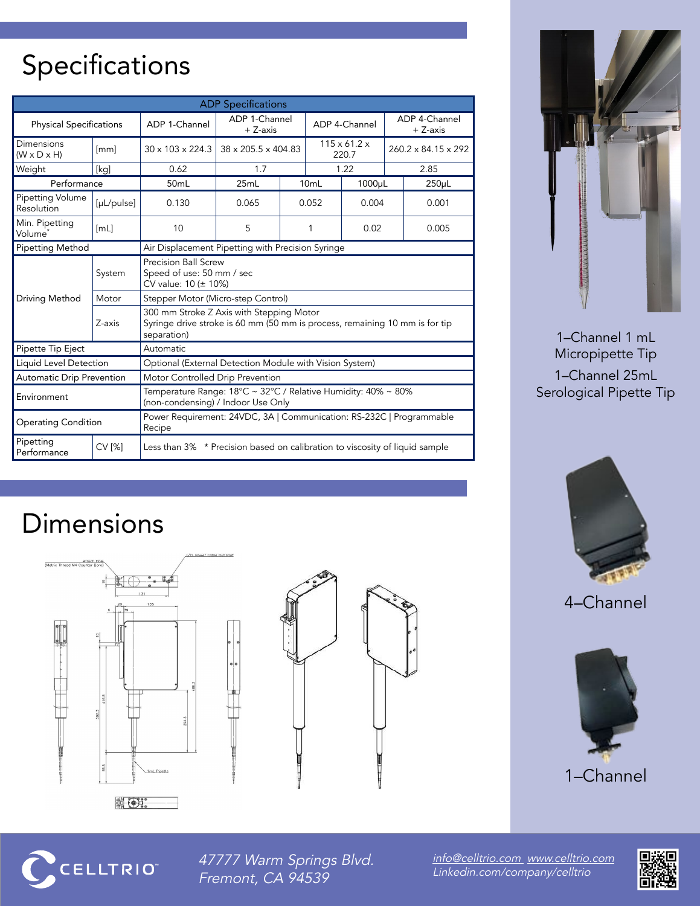# Specifications

| ADP Specifications | | | | | | |
|---|---|---|---|---|---|---|
| Physical Specifications | | ADP 1-Channel | ADP 1-Channel + Z-axis | ADP 4-Channel | | ADP 4-Channel + Z-axis |
| Dimensions (W x D x H) | [mm] | 30 x 103 x 224.3 | 38 x 205.5 x 404.83 | 115 x 61.2 x 220.7 | | 260.2 x 84.15 x 292 |
| Weight | [kg] | 0.62 | 1.7 | 1.22 | | 2.85 |
| Performance | | 50mL | 25mL | 10mL | 1000μL | 250μL |
| Pipetting Volume Resolution | [μL/pulse] | 0.130 | 0.065 | 0.052 | 0.004 | 0.001 |
| Min. Pipetting Volume* | [mL] | 10 | 5 | 1 | 0.02 | 0.005 |
| Pipetting Method | | Air Displacement Pipetting with Precision Syringe | | | | |
| Driving Method | System | Precision Ball Screw<br>Speed of use: 50 mm / sec<br>CV value: 10 (± 10%) | | | | |
| | Motor | Stepper Motor (Micro-step Control) | | | | |
| | Z-axis | 300 mm Stroke Z Axis with Stepping Motor<br>Syringe drive stroke is 60 mm (50 mm is process, remaining 10 mm is for tip separation) | | | | |
| Pipette Tip Eject | | Automatic | | | | |
| Liquid Level Detection | | Optional (External Detection Module with Vision System) | | | | |
| Automatic Drip Prevention | | Motor Controlled Drip Prevention | | | | |
| Environment | | Temperature Range: 18°C ~ 32°C / Relative Humidity: 40% ~ 80% (non-condensing) / Indoor Use Only | | | | |
| Operating Condition | | Power Requirement: 24VDC, 3A \| Communication: RS-232C \| Programmable Recipe | | | | |
| Pipetting Performance | CV [%] | Less than 3% * Precision based on calibration to viscosity of liquid sample | | | | |

# Dimensions

Attach Hole (Metric Thread M4 Counter Bore)

I/O, Power Cable Out Port

1mL Pipette

1–Channel 1 mL Micropipette Tip

1–Channel 25mL Serological Pipette Tip

4–Channel

1–Channel

CELLTRIO

*47777 Warm Springs Blvd.*
*Fremont, CA 94539*

*info@celltrio.com www.celltrio.com*
*Linkedin.com/company/celltrio*